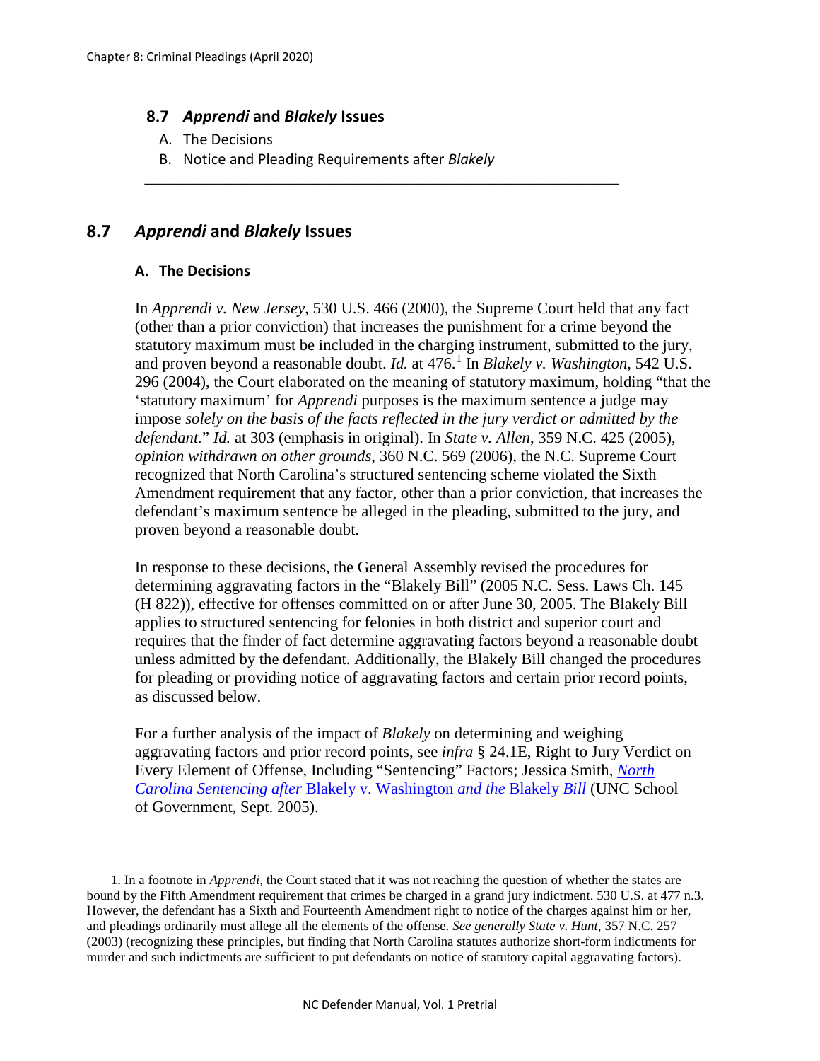## 8.7 *Apprendi* and *Blakely* Issues

A. The Decisions
B. Notice and Pleading Requirements after *Blakely*

---

## 8.7 *Apprendi* and *Blakely* Issues

### A. The Decisions

In *Apprendi v. New Jersey*, 530 U.S. 466 (2000), the Supreme Court held that any fact (other than a prior conviction) that increases the punishment for a crime beyond the statutory maximum must be included in the charging instrument, submitted to the jury, and proven beyond a reasonable doubt. *Id.* at 476.[1] In *Blakely v. Washington*, 542 U.S. 296 (2004), the Court elaborated on the meaning of statutory maximum, holding "that the 'statutory maximum' for *Apprendi* purposes is the maximum sentence a judge may impose *solely on the basis of the facts reflected in the jury verdict or admitted by the defendant.*" *Id.* at 303 (emphasis in original). In *State v. Allen*, 359 N.C. 425 (2005), *opinion withdrawn on other grounds*, 360 N.C. 569 (2006), the N.C. Supreme Court recognized that North Carolina's structured sentencing scheme violated the Sixth Amendment requirement that any factor, other than a prior conviction, that increases the defendant's maximum sentence be alleged in the pleading, submitted to the jury, and proven beyond a reasonable doubt.

In response to these decisions, the General Assembly revised the procedures for determining aggravating factors in the "Blakely Bill" (2005 N.C. Sess. Laws Ch. 145 (H 822)), effective for offenses committed on or after June 30, 2005. The Blakely Bill applies to structured sentencing for felonies in both district and superior court and requires that the finder of fact determine aggravating factors beyond a reasonable doubt unless admitted by the defendant. Additionally, the Blakely Bill changed the procedures for pleading or providing notice of aggravating factors and certain prior record points, as discussed below.

For a further analysis of the impact of *Blakely* on determining and weighing aggravating factors and prior record points, see *infra* § 24.1E, Right to Jury Verdict on Every Element of Offense, Including "Sentencing" Factors; Jessica Smith, *North Carolina Sentencing after* Blakely v. Washington *and the* Blakely *Bill* (UNC School of Government, Sept. 2005).

---

1. In a footnote in *Apprendi*, the Court stated that it was not reaching the question of whether the states are bound by the Fifth Amendment requirement that crimes be charged in a grand jury indictment. 530 U.S. at 477 n.3. However, the defendant has a Sixth and Fourteenth Amendment right to notice of the charges against him or her, and pleadings ordinarily must allege all the elements of the offense. *See generally State v. Hunt*, 357 N.C. 257 (2003) (recognizing these principles, but finding that North Carolina statutes authorize short-form indictments for murder and such indictments are sufficient to put defendants on notice of statutory capital aggravating factors).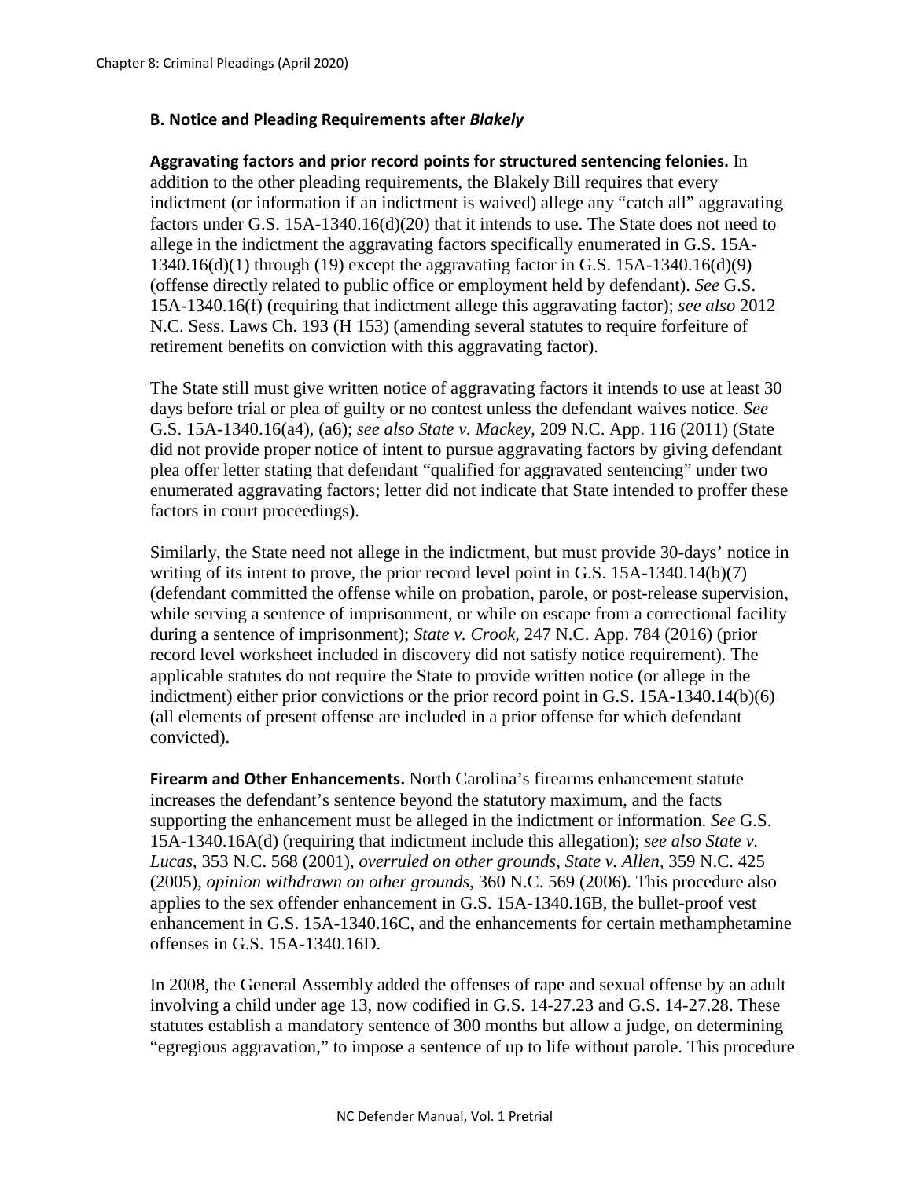### B. Notice and Pleading Requirements after *Blakely*

**Aggravating factors and prior record points for structured sentencing felonies.** In addition to the other pleading requirements, the Blakely Bill requires that every indictment (or information if an indictment is waived) allege any "catch all" aggravating factors under G.S. 15A-1340.16(d)(20) that it intends to use. The State does not need to allege in the indictment the aggravating factors specifically enumerated in G.S. 15A-1340.16(d)(1) through (19) except the aggravating factor in G.S. 15A-1340.16(d)(9) (offense directly related to public office or employment held by defendant). *See* G.S. 15A-1340.16(f) (requiring that indictment allege this aggravating factor); *see also* 2012 N.C. Sess. Laws Ch. 193 (H 153) (amending several statutes to require forfeiture of retirement benefits on conviction with this aggravating factor).

The State still must give written notice of aggravating factors it intends to use at least 30 days before trial or plea of guilty or no contest unless the defendant waives notice. *See* G.S. 15A-1340.16(a4), (a6); *see also State v. Mackey*, 209 N.C. App. 116 (2011) (State did not provide proper notice of intent to pursue aggravating factors by giving defendant plea offer letter stating that defendant "qualified for aggravated sentencing" under two enumerated aggravating factors; letter did not indicate that State intended to proffer these factors in court proceedings).

Similarly, the State need not allege in the indictment, but must provide 30-days' notice in writing of its intent to prove, the prior record level point in G.S. 15A-1340.14(b)(7) (defendant committed the offense while on probation, parole, or post-release supervision, while serving a sentence of imprisonment, or while on escape from a correctional facility during a sentence of imprisonment); *State v. Crook*, 247 N.C. App. 784 (2016) (prior record level worksheet included in discovery did not satisfy notice requirement). The applicable statutes do not require the State to provide written notice (or allege in the indictment) either prior convictions or the prior record point in G.S. 15A-1340.14(b)(6) (all elements of present offense are included in a prior offense for which defendant convicted).

**Firearm and Other Enhancements.** North Carolina's firearms enhancement statute increases the defendant's sentence beyond the statutory maximum, and the facts supporting the enhancement must be alleged in the indictment or information. *See* G.S. 15A-1340.16A(d) (requiring that indictment include this allegation); *see also State v. Lucas*, 353 N.C. 568 (2001), *overruled on other grounds*, *State v. Allen*, 359 N.C. 425 (2005), *opinion withdrawn on other grounds*, 360 N.C. 569 (2006). This procedure also applies to the sex offender enhancement in G.S. 15A-1340.16B, the bullet-proof vest enhancement in G.S. 15A-1340.16C, and the enhancements for certain methamphetamine offenses in G.S. 15A-1340.16D.

In 2008, the General Assembly added the offenses of rape and sexual offense by an adult involving a child under age 13, now codified in G.S. 14-27.23 and G.S. 14-27.28. These statutes establish a mandatory sentence of 300 months but allow a judge, on determining "egregious aggravation," to impose a sentence of up to life without parole. This procedure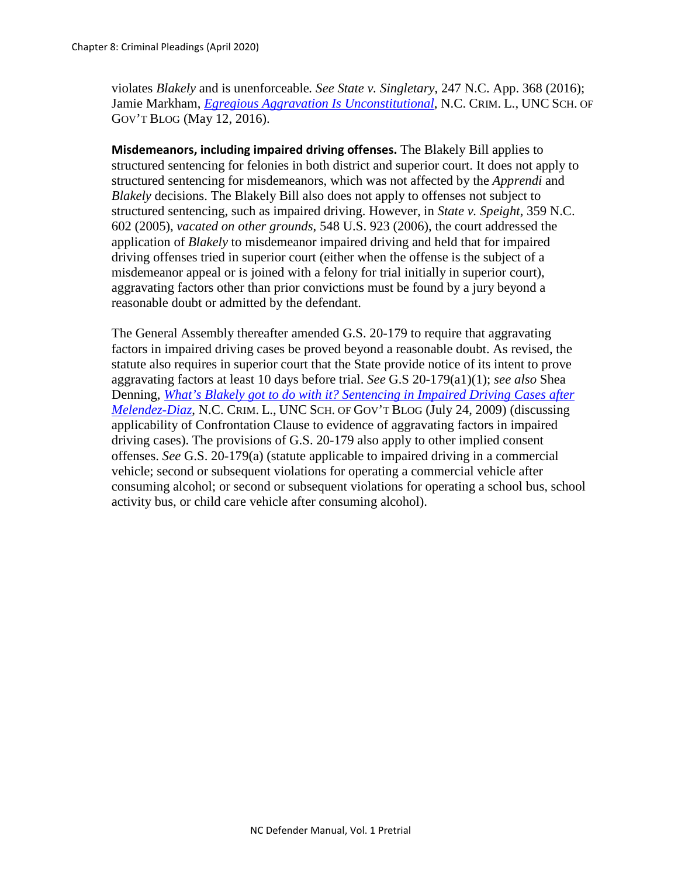violates *Blakely* and is unenforceable. *See State v. Singletary*, 247 N.C. App. 368 (2016); Jamie Markham, *Egregious Aggravation Is Unconstitutional*, N.C. CRIM. L., UNC SCH. OF GOV'T BLOG (May 12, 2016).

**Misdemeanors, including impaired driving offenses.** The Blakely Bill applies to structured sentencing for felonies in both district and superior court. It does not apply to structured sentencing for misdemeanors, which was not affected by the *Apprendi* and *Blakely* decisions. The Blakely Bill also does not apply to offenses not subject to structured sentencing, such as impaired driving. However, in *State v. Speight*, 359 N.C. 602 (2005), *vacated on other grounds*, 548 U.S. 923 (2006), the court addressed the application of *Blakely* to misdemeanor impaired driving and held that for impaired driving offenses tried in superior court (either when the offense is the subject of a misdemeanor appeal or is joined with a felony for trial initially in superior court), aggravating factors other than prior convictions must be found by a jury beyond a reasonable doubt or admitted by the defendant.

The General Assembly thereafter amended G.S. 20-179 to require that aggravating factors in impaired driving cases be proved beyond a reasonable doubt. As revised, the statute also requires in superior court that the State provide notice of its intent to prove aggravating factors at least 10 days before trial. *See* G.S 20-179(a1)(1); *see also* Shea Denning, *What's Blakely got to do with it? Sentencing in Impaired Driving Cases after Melendez-Diaz*, N.C. CRIM. L., UNC SCH. OF GOV'T BLOG (July 24, 2009) (discussing applicability of Confrontation Clause to evidence of aggravating factors in impaired driving cases). The provisions of G.S. 20-179 also apply to other implied consent offenses. *See* G.S. 20-179(a) (statute applicable to impaired driving in a commercial vehicle; second or subsequent violations for operating a commercial vehicle after consuming alcohol; or second or subsequent violations for operating a school bus, school activity bus, or child care vehicle after consuming alcohol).